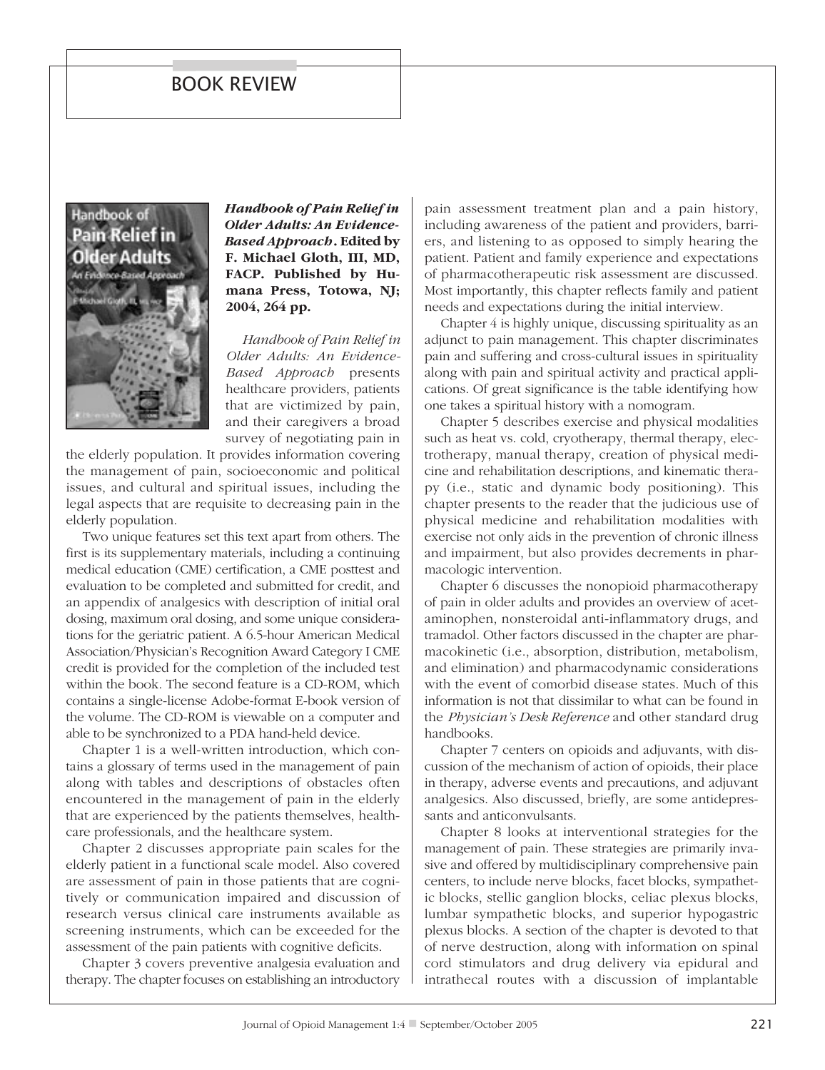# BOOK REVIEW

***Handbook of Pain Relief in Older Adults: An Evidence-Based Approach*. Edited by F. Michael Gloth, III, MD, FACP. Published by Humana Press, Totowa, NJ; 2004, 264 pp.**

*Handbook of Pain Relief in Older Adults: An Evidence-Based Approach* presents healthcare providers, patients that are victimized by pain, and their caregivers a broad survey of negotiating pain in the elderly population. It provides information covering the management of pain, socioeconomic and political issues, and cultural and spiritual issues, including the legal aspects that are requisite to decreasing pain in the elderly population.

Two unique features set this text apart from others. The first is its supplementary materials, including a continuing medical education (CME) certification, a CME posttest and evaluation to be completed and submitted for credit, and an appendix of analgesics with description of initial oral dosing, maximum oral dosing, and some unique considerations for the geriatric patient. A 6.5-hour American Medical Association/Physician's Recognition Award Category I CME credit is provided for the completion of the included test within the book. The second feature is a CD-ROM, which contains a single-license Adobe-format E-book version of the volume. The CD-ROM is viewable on a computer and able to be synchronized to a PDA hand-held device.

Chapter 1 is a well-written introduction, which contains a glossary of terms used in the management of pain along with tables and descriptions of obstacles often encountered in the management of pain in the elderly that are experienced by the patients themselves, healthcare professionals, and the healthcare system.

Chapter 2 discusses appropriate pain scales for the elderly patient in a functional scale model. Also covered are assessment of pain in those patients that are cognitively or communication impaired and discussion of research versus clinical care instruments available as screening instruments, which can be exceeded for the assessment of the pain patients with cognitive deficits.

Chapter 3 covers preventive analgesia evaluation and therapy. The chapter focuses on establishing an introductory pain assessment treatment plan and a pain history, including awareness of the patient and providers, barriers, and listening to as opposed to simply hearing the patient. Patient and family experience and expectations of pharmacotherapeutic risk assessment are discussed. Most importantly, this chapter reflects family and patient needs and expectations during the initial interview.

Chapter 4 is highly unique, discussing spirituality as an adjunct to pain management. This chapter discriminates pain and suffering and cross-cultural issues in spirituality along with pain and spiritual activity and practical applications. Of great significance is the table identifying how one takes a spiritual history with a nomogram.

Chapter 5 describes exercise and physical modalities such as heat vs. cold, cryotherapy, thermal therapy, electrotherapy, manual therapy, creation of physical medicine and rehabilitation descriptions, and kinematic therapy (i.e., static and dynamic body positioning). This chapter presents to the reader that the judicious use of physical medicine and rehabilitation modalities with exercise not only aids in the prevention of chronic illness and impairment, but also provides decrements in pharmacologic intervention.

Chapter 6 discusses the nonopioid pharmacotherapy of pain in older adults and provides an overview of acetaminophen, nonsteroidal anti-inflammatory drugs, and tramadol. Other factors discussed in the chapter are pharmacokinetic (i.e., absorption, distribution, metabolism, and elimination) and pharmacodynamic considerations with the event of comorbid disease states. Much of this information is not that dissimilar to what can be found in the *Physician's Desk Reference* and other standard drug handbooks.

Chapter 7 centers on opioids and adjuvants, with discussion of the mechanism of action of opioids, their place in therapy, adverse events and precautions, and adjuvant analgesics. Also discussed, briefly, are some antidepressants and anticonvulsants.

Chapter 8 looks at interventional strategies for the management of pain. These strategies are primarily invasive and offered by multidisciplinary comprehensive pain centers, to include nerve blocks, facet blocks, sympathetic blocks, stellic ganglion blocks, celiac plexus blocks, lumbar sympathetic blocks, and superior hypogastric plexus blocks. A section of the chapter is devoted to that of nerve destruction, along with information on spinal cord stimulators and drug delivery via epidural and intrathecal routes with a discussion of implantable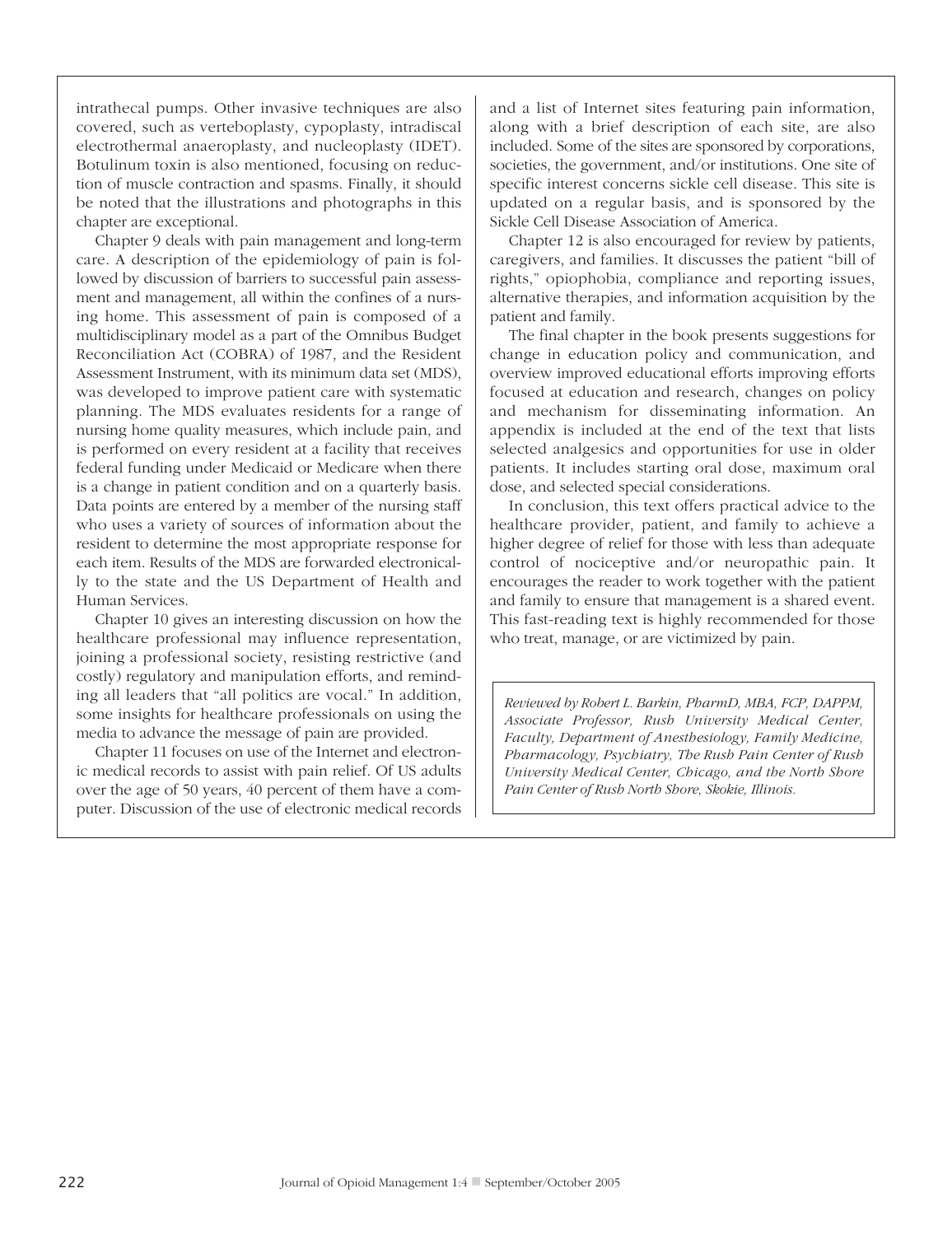intrathecal pumps. Other invasive techniques are also covered, such as verteboplasty, cypoplasty, intradiscal electrothermal anaeroplasty, and nucleoplasty (IDET). Botulinum toxin is also mentioned, focusing on reduction of muscle contraction and spasms. Finally, it should be noted that the illustrations and photographs in this chapter are exceptional.

Chapter 9 deals with pain management and long-term care. A description of the epidemiology of pain is followed by discussion of barriers to successful pain assessment and management, all within the confines of a nursing home. This assessment of pain is composed of a multidisciplinary model as a part of the Omnibus Budget Reconciliation Act (COBRA) of 1987, and the Resident Assessment Instrument, with its minimum data set (MDS), was developed to improve patient care with systematic planning. The MDS evaluates residents for a range of nursing home quality measures, which include pain, and is performed on every resident at a facility that receives federal funding under Medicaid or Medicare when there is a change in patient condition and on a quarterly basis. Data points are entered by a member of the nursing staff who uses a variety of sources of information about the resident to determine the most appropriate response for each item. Results of the MDS are forwarded electronically to the state and the US Department of Health and Human Services.

Chapter 10 gives an interesting discussion on how the healthcare professional may influence representation, joining a professional society, resisting restrictive (and costly) regulatory and manipulation efforts, and reminding all leaders that "all politics are vocal." In addition, some insights for healthcare professionals on using the media to advance the message of pain are provided.

Chapter 11 focuses on use of the Internet and electronic medical records to assist with pain relief. Of US adults over the age of 50 years, 40 percent of them have a computer. Discussion of the use of electronic medical records and a list of Internet sites featuring pain information, along with a brief description of each site, are also included. Some of the sites are sponsored by corporations, societies, the government, and/or institutions. One site of specific interest concerns sickle cell disease. This site is updated on a regular basis, and is sponsored by the Sickle Cell Disease Association of America.

Chapter 12 is also encouraged for review by patients, caregivers, and families. It discusses the patient "bill of rights," opiophobia, compliance and reporting issues, alternative therapies, and information acquisition by the patient and family.

The final chapter in the book presents suggestions for change in education policy and communication, and overview improved educational efforts improving efforts focused at education and research, changes on policy and mechanism for disseminating information. An appendix is included at the end of the text that lists selected analgesics and opportunities for use in older patients. It includes starting oral dose, maximum oral dose, and selected special considerations.

In conclusion, this text offers practical advice to the healthcare provider, patient, and family to achieve a higher degree of relief for those with less than adequate control of nociceptive and/or neuropathic pain. It encourages the reader to work together with the patient and family to ensure that management is a shared event. This fast-reading text is highly recommended for those who treat, manage, or are victimized by pain.

*Reviewed by Robert L. Barkin, PharmD, MBA, FCP, DAPPM, Associate Professor, Rush University Medical Center, Faculty, Department of Anesthesiology, Family Medicine, Pharmacology, Psychiatry, The Rush Pain Center of Rush University Medical Center, Chicago, and the North Shore Pain Center of Rush North Shore, Skokie, Illinois.*